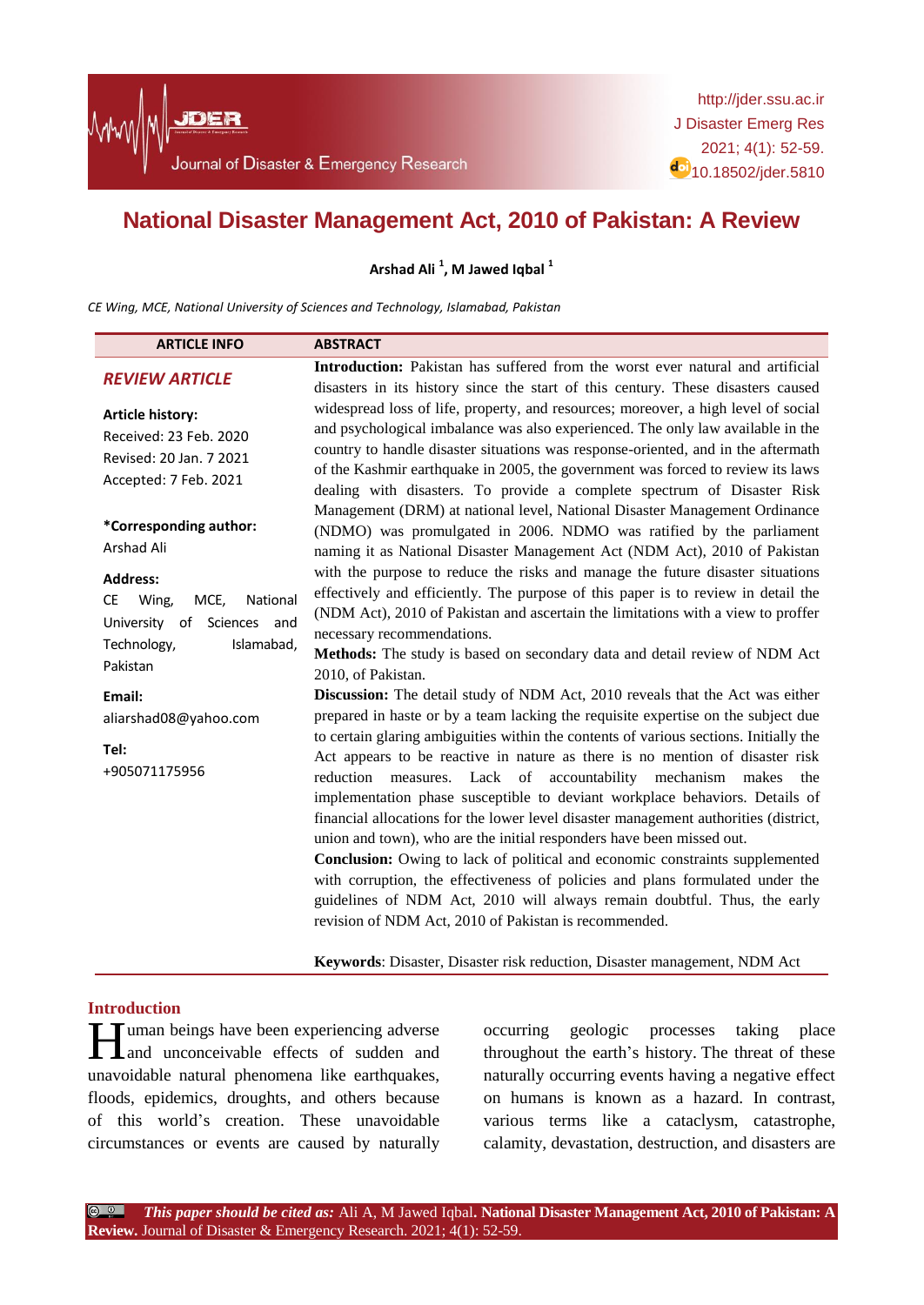# National Disaster Management Act, 2010 of Pakistan: A Review

**Arshad Ali [1], M Jawed Iqbal [1]**

*CE Wing, MCE, National University of Sciences and Technology, Islamabad, Pakistan*

| ARTICLE INFO | ABSTRACT |
|---|---|

***REVIEW ARTICLE***

**Article history:**
Received: 23 Feb. 2020
Revised: 20 Jan. 7 2021
Accepted: 7 Feb. 2021

**\*Corresponding author:**
Arshad Ali

**Address:**
CE Wing, MCE, National University of Sciences and Technology, Islamabad, Pakistan

**Email:**
aliarshad08@yahoo.com

**Tel:**
+905071175956

**Introduction:** Pakistan has suffered from the worst ever natural and artificial disasters in its history since the start of this century. These disasters caused widespread loss of life, property, and resources; moreover, a high level of social and psychological imbalance was also experienced. The only law available in the country to handle disaster situations was response-oriented, and in the aftermath of the Kashmir earthquake in 2005, the government was forced to review its laws dealing with disasters. To provide a complete spectrum of Disaster Risk Management (DRM) at national level, National Disaster Management Ordinance (NDMO) was promulgated in 2006. NDMO was ratified by the parliament naming it as National Disaster Management Act (NDM Act), 2010 of Pakistan with the purpose to reduce the risks and manage the future disaster situations effectively and efficiently. The purpose of this paper is to review in detail the (NDM Act), 2010 of Pakistan and ascertain the limitations with a view to proffer necessary recommendations.

**Methods:** The study is based on secondary data and detail review of NDM Act 2010, of Pakistan.

**Discussion:** The detail study of NDM Act, 2010 reveals that the Act was either prepared in haste or by a team lacking the requisite expertise on the subject due to certain glaring ambiguities within the contents of various sections. Initially the Act appears to be reactive in nature as there is no mention of disaster risk reduction measures. Lack of accountability mechanism makes the implementation phase susceptible to deviant workplace behaviors. Details of financial allocations for the lower level disaster management authorities (district, union and town), who are the initial responders have been missed out.

**Conclusion:** Owing to lack of political and economic constraints supplemented with corruption, the effectiveness of policies and plans formulated under the guidelines of NDM Act, 2010 will always remain doubtful. Thus, the early revision of NDM Act, 2010 of Pakistan is recommended.

**Keywords**: Disaster, Disaster risk reduction, Disaster management, NDM Act

## Introduction

Human beings have been experiencing adverse and unconceivable effects of sudden and unavoidable natural phenomena like earthquakes, floods, epidemics, droughts, and others because of this world's creation. These unavoidable circumstances or events are caused by naturally occurring geologic processes taking place throughout the earth's history. The threat of these naturally occurring events having a negative effect on humans is known as a hazard. In contrast, various terms like a cataclysm, catastrophe, calamity, devastation, destruction, and disasters are

***This paper should be cited as:*** Ali A, M Jawed Iqbal**. National Disaster Management Act, 2010 of Pakistan: A Review.** Journal of Disaster & Emergency Research. 2021; 4(1): 52-59.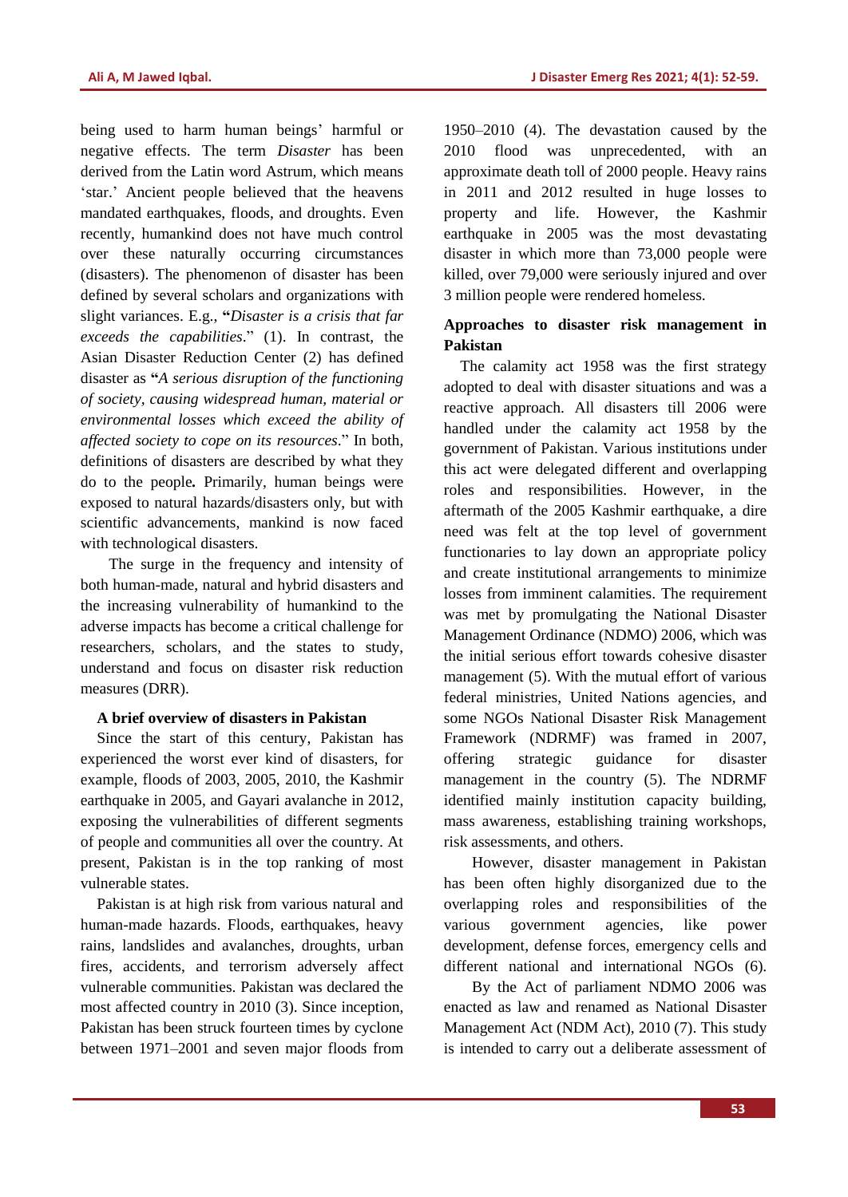being used to harm human beings' harmful or negative effects. The term *Disaster* has been derived from the Latin word Astrum, which means 'star.' Ancient people believed that the heavens mandated earthquakes, floods, and droughts. Even recently, humankind does not have much control over these naturally occurring circumstances (disasters). The phenomenon of disaster has been defined by several scholars and organizations with slight variances. E.g., **"***Disaster is a crisis that far exceeds the capabilities*." (1). In contrast, the Asian Disaster Reduction Center (2) has defined disaster as **"***A serious disruption of the functioning of society, causing widespread human, material or environmental losses which exceed the ability of affected society to cope on its resources*." In both, definitions of disasters are described by what they do to the people**.** Primarily, human beings were exposed to natural hazards/disasters only, but with scientific advancements, mankind is now faced with technological disasters.

The surge in the frequency and intensity of both human-made, natural and hybrid disasters and the increasing vulnerability of humankind to the adverse impacts has become a critical challenge for researchers, scholars, and the states to study, understand and focus on disaster risk reduction measures (DRR).

**A brief overview of disasters in Pakistan**

Since the start of this century, Pakistan has experienced the worst ever kind of disasters, for example, floods of 2003, 2005, 2010, the Kashmir earthquake in 2005, and Gayari avalanche in 2012, exposing the vulnerabilities of different segments of people and communities all over the country. At present, Pakistan is in the top ranking of most vulnerable states.

Pakistan is at high risk from various natural and human-made hazards. Floods, earthquakes, heavy rains, landslides and avalanches, droughts, urban fires, accidents, and terrorism adversely affect vulnerable communities. Pakistan was declared the most affected country in 2010 (3). Since inception, Pakistan has been struck fourteen times by cyclone between 1971–2001 and seven major floods from 1950–2010 (4). The devastation caused by the 2010 flood was unprecedented, with an approximate death toll of 2000 people. Heavy rains in 2011 and 2012 resulted in huge losses to property and life. However, the Kashmir earthquake in 2005 was the most devastating disaster in which more than 73,000 people were killed, over 79,000 were seriously injured and over 3 million people were rendered homeless.

**Approaches to disaster risk management in Pakistan**

The calamity act 1958 was the first strategy adopted to deal with disaster situations and was a reactive approach. All disasters till 2006 were handled under the calamity act 1958 by the government of Pakistan. Various institutions under this act were delegated different and overlapping roles and responsibilities. However, in the aftermath of the 2005 Kashmir earthquake, a dire need was felt at the top level of government functionaries to lay down an appropriate policy and create institutional arrangements to minimize losses from imminent calamities. The requirement was met by promulgating the National Disaster Management Ordinance (NDMO) 2006, which was the initial serious effort towards cohesive disaster management (5). With the mutual effort of various federal ministries, United Nations agencies, and some NGOs National Disaster Risk Management Framework (NDRMF) was framed in 2007, offering strategic guidance for disaster management in the country (5). The NDRMF identified mainly institution capacity building, mass awareness, establishing training workshops, risk assessments, and others.

However, disaster management in Pakistan has been often highly disorganized due to the overlapping roles and responsibilities of the various government agencies, like power development, defense forces, emergency cells and different national and international NGOs (6).

By the Act of parliament NDMO 2006 was enacted as law and renamed as National Disaster Management Act (NDM Act), 2010 (7). This study is intended to carry out a deliberate assessment of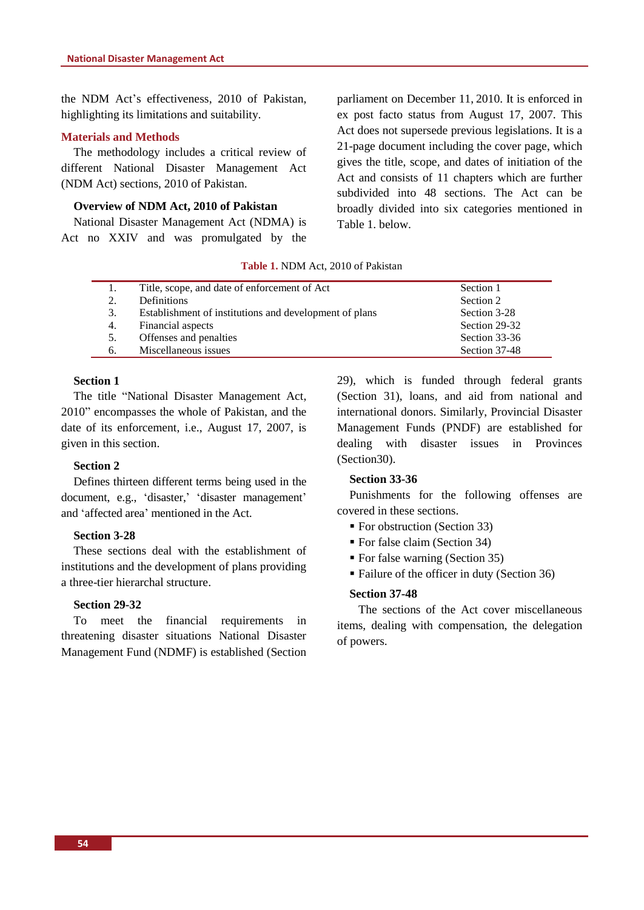the NDM Act's effectiveness, 2010 of Pakistan, highlighting its limitations and suitability.

## Materials and Methods

The methodology includes a critical review of different National Disaster Management Act (NDM Act) sections, 2010 of Pakistan.

### Overview of NDM Act, 2010 of Pakistan

National Disaster Management Act (NDMA) is Act no XXIV and was promulgated by the parliament on December 11, 2010. It is enforced in ex post facto status from August 17, 2007. This Act does not supersede previous legislations. It is a 21-page document including the cover page, which gives the title, scope, and dates of initiation of the Act and consists of 11 chapters which are further subdivided into 48 sections. The Act can be broadly divided into six categories mentioned in Table 1. below.

**Table 1.** NDM Act, 2010 of Pakistan

| | | |
|---|---|---|
| 1. | Title, scope, and date of enforcement of Act | Section 1 |
| 2. | Definitions | Section 2 |
| 3. | Establishment of institutions and development of plans | Section 3-28 |
| 4. | Financial aspects | Section 29-32 |
| 5. | Offenses and penalties | Section 33-36 |
| 6. | Miscellaneous issues | Section 37-48 |

### Section 1

The title "National Disaster Management Act, 2010" encompasses the whole of Pakistan, and the date of its enforcement, i.e., August 17, 2007, is given in this section.

### Section 2

Defines thirteen different terms being used in the document, e.g., 'disaster,' 'disaster management' and 'affected area' mentioned in the Act.

### Section 3-28

These sections deal with the establishment of institutions and the development of plans providing a three-tier hierarchal structure.

### Section 29-32

To meet the financial requirements in threatening disaster situations National Disaster Management Fund (NDMF) is established (Section 29), which is funded through federal grants (Section 31), loans, and aid from national and international donors. Similarly, Provincial Disaster Management Funds (PNDF) are established for dealing with disaster issues in Provinces (Section30).

### Section 33-36

Punishments for the following offenses are covered in these sections.

- For obstruction (Section 33)
- For false claim (Section 34)
- For false warning (Section 35)
- Failure of the officer in duty (Section 36)

### Section 37-48

The sections of the Act cover miscellaneous items, dealing with compensation, the delegation of powers.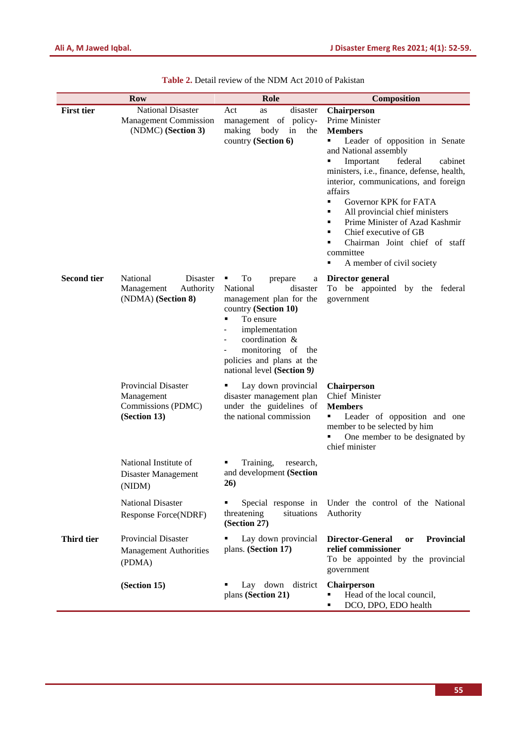**Table 2.** Detail review of the NDM Act 2010 of Pakistan

| Row | | Role | Composition |
|---|---|---|---|
| **First tier** | National Disaster Management Commission (NDMC) **(Section 3)** | Act as disaster management of policy-making body in the country **(Section 6)** | **Chairperson**<br>Prime Minister<br>**Members**<br>▪ Leader of opposition in Senate and National assembly<br>▪ Important federal cabinet ministers, i.e., finance, defense, health, interior, communications, and foreign affairs<br>▪ Governor KPK for FATA<br>▪ All provincial chief ministers<br>▪ Prime Minister of Azad Kashmir<br>▪ Chief executive of GB<br>▪ Chairman Joint chief of staff committee<br>▪ A member of civil society |
| **Second tier** | National Disaster Management Authority (NDMA) **(Section 8)** | ▪ To prepare a National disaster management plan for the country **(Section 10)**<br>▪ To ensure<br>- implementation<br>- coordination &<br>- monitoring of the policies and plans at the national level **(Section 9)** | **Director general**<br>To be appointed by the federal government |
| | Provincial Disaster Management Commissions (PDMC) **(Section 13)** | ▪ Lay down provincial disaster management plan under the guidelines of the national commission | **Chairperson**<br>Chief Minister<br>**Members**<br>▪ Leader of opposition and one member to be selected by him<br>▪ One member to be designated by chief minister |
| | National Institute of Disaster Management (NIDM) | ▪ Training, research, and development **(Section 26)** | |
| | National Disaster Response Force(NDRF) | ▪ Special response in threatening situations **(Section 27)** | Under the control of the National Authority |
| **Third tier** | Provincial Disaster Management Authorities (PDMA) | ▪ Lay down provincial plans. **(Section 17)** | **Director-General or Provincial relief commissioner**<br>To be appointed by the provincial government |
| | **(Section 15)** | ▪ Lay down district plans **(Section 21)** | **Chairperson**<br>▪ Head of the local council,<br>▪ DCO, DPO, EDO health |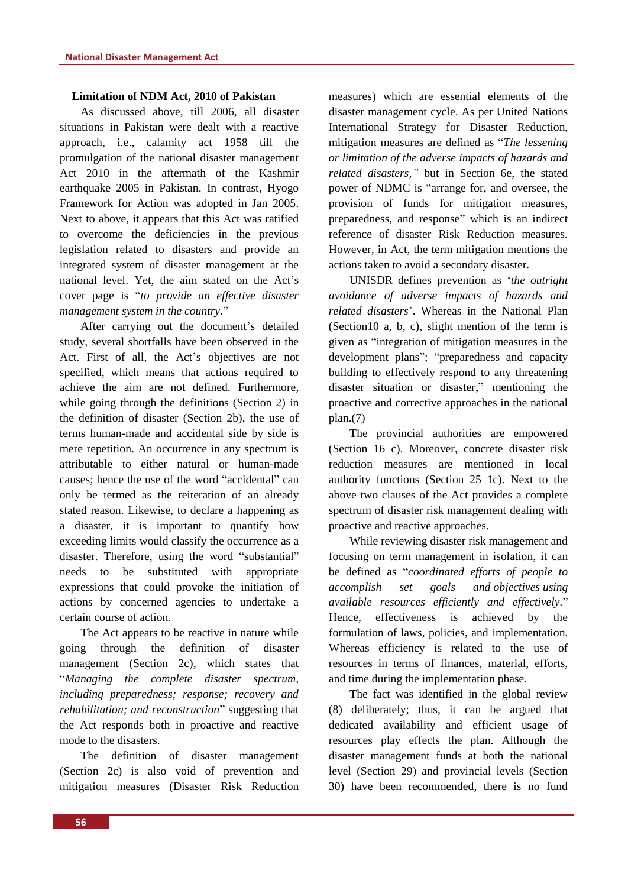### Limitation of NDM Act, 2010 of Pakistan

As discussed above, till 2006, all disaster situations in Pakistan were dealt with a reactive approach, i.e., calamity act 1958 till the promulgation of the national disaster management Act 2010 in the aftermath of the Kashmir earthquake 2005 in Pakistan. In contrast, Hyogo Framework for Action was adopted in Jan 2005. Next to above, it appears that this Act was ratified to overcome the deficiencies in the previous legislation related to disasters and provide an integrated system of disaster management at the national level. Yet, the aim stated on the Act's cover page is "*to provide an effective disaster management system in the country*."

After carrying out the document's detailed study, several shortfalls have been observed in the Act. First of all, the Act's objectives are not specified, which means that actions required to achieve the aim are not defined. Furthermore, while going through the definitions (Section 2) in the definition of disaster (Section 2b), the use of terms human-made and accidental side by side is mere repetition. An occurrence in any spectrum is attributable to either natural or human-made causes; hence the use of the word "accidental" can only be termed as the reiteration of an already stated reason. Likewise, to declare a happening as a disaster, it is important to quantify how exceeding limits would classify the occurrence as a disaster. Therefore, using the word "substantial" needs to be substituted with appropriate expressions that could provoke the initiation of actions by concerned agencies to undertake a certain course of action.

The Act appears to be reactive in nature while going through the definition of disaster management (Section 2c), which states that "*Managing the complete disaster spectrum, including preparedness; response; recovery and rehabilitation; and reconstruction*" suggesting that the Act responds both in proactive and reactive mode to the disasters.

The definition of disaster management (Section 2c) is also void of prevention and mitigation measures (Disaster Risk Reduction measures) which are essential elements of the disaster management cycle. As per United Nations International Strategy for Disaster Reduction, mitigation measures are defined as "*The lessening or limitation of the adverse impacts of hazards and related disasters,"* but in Section 6e, the stated power of NDMC is "arrange for, and oversee, the provision of funds for mitigation measures, preparedness, and response" which is an indirect reference of disaster Risk Reduction measures. However, in Act, the term mitigation mentions the actions taken to avoid a secondary disaster.

UNISDR defines prevention as '*the outright avoidance of adverse impacts of hazards and related disasters*'. Whereas in the National Plan (Section10 a, b, c), slight mention of the term is given as "integration of mitigation measures in the development plans"; "preparedness and capacity building to effectively respond to any threatening disaster situation or disaster," mentioning the proactive and corrective approaches in the national plan.(7)

The provincial authorities are empowered (Section 16 c). Moreover, concrete disaster risk reduction measures are mentioned in local authority functions (Section 25 1c). Next to the above two clauses of the Act provides a complete spectrum of disaster risk management dealing with proactive and reactive approaches.

While reviewing disaster risk management and focusing on term management in isolation, it can be defined as "*coordinated efforts of people to accomplish set goals and objectives using available resources efficiently and effectively*." Hence, effectiveness is achieved by the formulation of laws, policies, and implementation. Whereas efficiency is related to the use of resources in terms of finances, material, efforts, and time during the implementation phase.

The fact was identified in the global review (8) deliberately; thus, it can be argued that dedicated availability and efficient usage of resources play effects the plan. Although the disaster management funds at both the national level (Section 29) and provincial levels (Section 30) have been recommended, there is no fund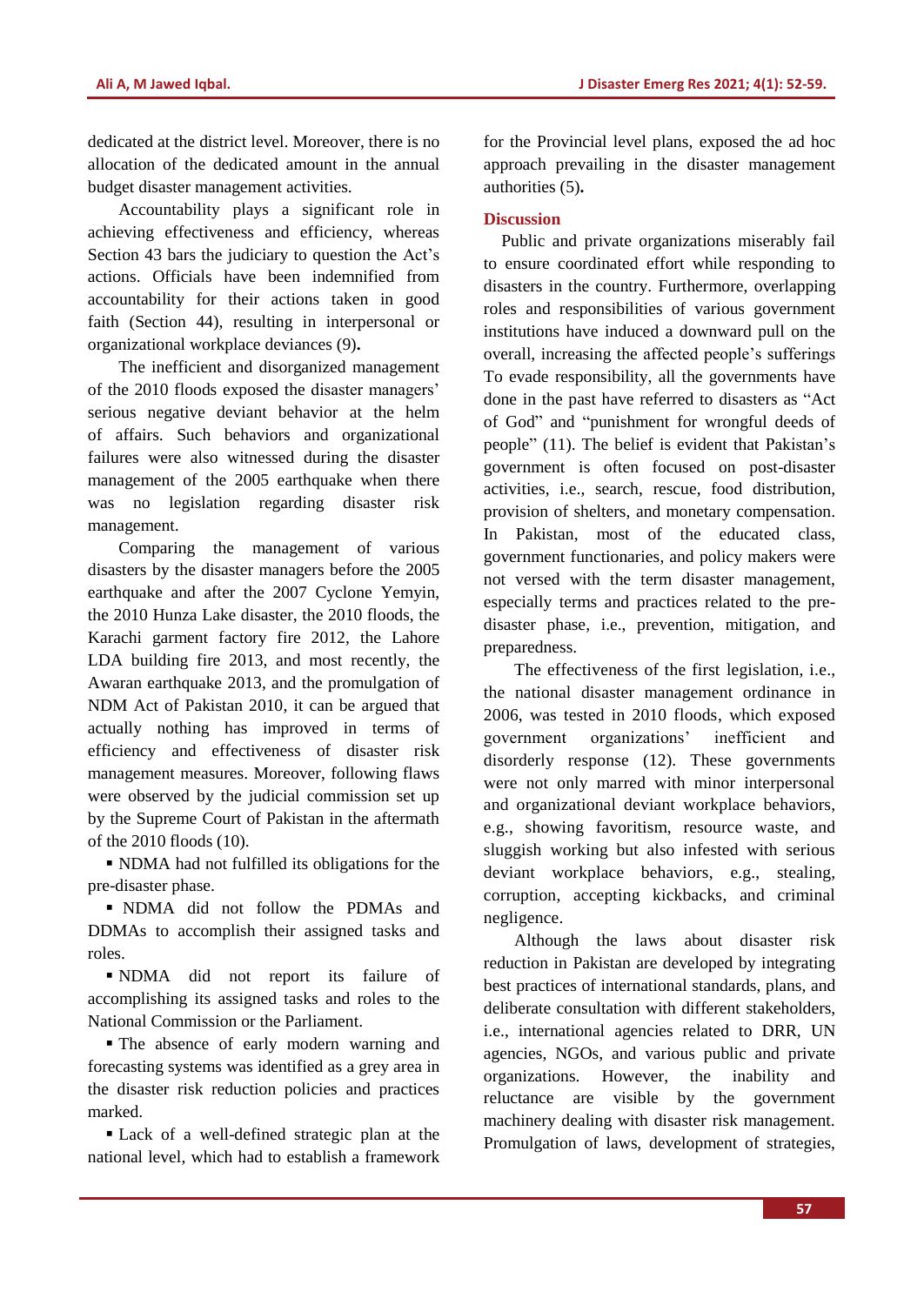dedicated at the district level. Moreover, there is no allocation of the dedicated amount in the annual budget disaster management activities.

Accountability plays a significant role in achieving effectiveness and efficiency, whereas Section 43 bars the judiciary to question the Act's actions. Officials have been indemnified from accountability for their actions taken in good faith (Section 44), resulting in interpersonal or organizational workplace deviances (9).

The inefficient and disorganized management of the 2010 floods exposed the disaster managers' serious negative deviant behavior at the helm of affairs. Such behaviors and organizational failures were also witnessed during the disaster management of the 2005 earthquake when there was no legislation regarding disaster risk management.

Comparing the management of various disasters by the disaster managers before the 2005 earthquake and after the 2007 Cyclone Yemyin, the 2010 Hunza Lake disaster, the 2010 floods, the Karachi garment factory fire 2012, the Lahore LDA building fire 2013, and most recently, the Awaran earthquake 2013, and the promulgation of NDM Act of Pakistan 2010, it can be argued that actually nothing has improved in terms of efficiency and effectiveness of disaster risk management measures. Moreover, following flaws were observed by the judicial commission set up by the Supreme Court of Pakistan in the aftermath of the 2010 floods (10).

- NDMA had not fulfilled its obligations for the pre-disaster phase.
- NDMA did not follow the PDMAs and DDMAs to accomplish their assigned tasks and roles.
- NDMA did not report its failure of accomplishing its assigned tasks and roles to the National Commission or the Parliament.
- The absence of early modern warning and forecasting systems was identified as a grey area in the disaster risk reduction policies and practices marked.
- Lack of a well-defined strategic plan at the national level, which had to establish a framework for the Provincial level plans, exposed the ad hoc approach prevailing in the disaster management authorities (5).

## Discussion

Public and private organizations miserably fail to ensure coordinated effort while responding to disasters in the country. Furthermore, overlapping roles and responsibilities of various government institutions have induced a downward pull on the overall, increasing the affected people's sufferings To evade responsibility, all the governments have done in the past have referred to disasters as "Act of God" and "punishment for wrongful deeds of people" (11). The belief is evident that Pakistan's government is often focused on post-disaster activities, i.e., search, rescue, food distribution, provision of shelters, and monetary compensation. In Pakistan, most of the educated class, government functionaries, and policy makers were not versed with the term disaster management, especially terms and practices related to the pre-disaster phase, i.e., prevention, mitigation, and preparedness.

The effectiveness of the first legislation, i.e., the national disaster management ordinance in 2006, was tested in 2010 floods, which exposed government organizations' inefficient and disorderly response (12). These governments were not only marred with minor interpersonal and organizational deviant workplace behaviors, e.g., showing favoritism, resource waste, and sluggish working but also infested with serious deviant workplace behaviors, e.g., stealing, corruption, accepting kickbacks, and criminal negligence.

Although the laws about disaster risk reduction in Pakistan are developed by integrating best practices of international standards, plans, and deliberate consultation with different stakeholders, i.e., international agencies related to DRR, UN agencies, NGOs, and various public and private organizations. However, the inability and reluctance are visible by the government machinery dealing with disaster risk management. Promulgation of laws, development of strategies,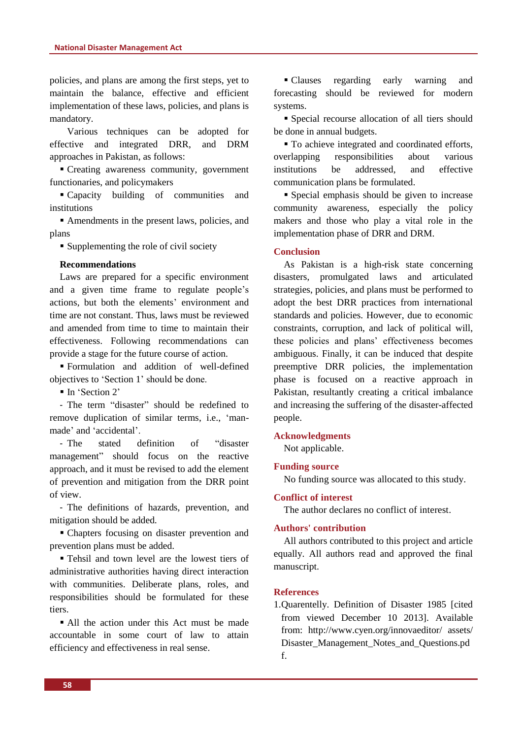policies, and plans are among the first steps, yet to maintain the balance, effective and efficient implementation of these laws, policies, and plans is mandatory.

Various techniques can be adopted for effective and integrated DRR, and DRM approaches in Pakistan, as follows:

- Creating awareness community, government functionaries, and policymakers
- Capacity building of communities and institutions
- Amendments in the present laws, policies, and plans
- Supplementing the role of civil society

**Recommendations**

Laws are prepared for a specific environment and a given time frame to regulate people's actions, but both the elements' environment and time are not constant. Thus, laws must be reviewed and amended from time to time to maintain their effectiveness. Following recommendations can provide a stage for the future course of action.

- Formulation and addition of well-defined objectives to 'Section 1' should be done.
- In 'Section 2'

  - The term "disaster" should be redefined to remove duplication of similar terms, i.e., 'man-made' and 'accidental'.
  - The stated definition of "disaster management" should focus on the reactive approach, and it must be revised to add the element of prevention and mitigation from the DRR point of view.
  - The definitions of hazards, prevention, and mitigation should be added.
- Chapters focusing on disaster prevention and prevention plans must be added.
- Tehsil and town level are the lowest tiers of administrative authorities having direct interaction with communities. Deliberate plans, roles, and responsibilities should be formulated for these tiers.
- All the action under this Act must be made accountable in some court of law to attain efficiency and effectiveness in real sense.
- Clauses regarding early warning and forecasting should be reviewed for modern systems.
- Special recourse allocation of all tiers should be done in annual budgets.
- To achieve integrated and coordinated efforts, overlapping responsibilities about various institutions be addressed, and effective communication plans be formulated.
- Special emphasis should be given to increase community awareness, especially the policy makers and those who play a vital role in the implementation phase of DRR and DRM.

## Conclusion

As Pakistan is a high-risk state concerning disasters, promulgated laws and articulated strategies, policies, and plans must be performed to adopt the best DRR practices from international standards and policies. However, due to economic constraints, corruption, and lack of political will, these policies and plans' effectiveness becomes ambiguous. Finally, it can be induced that despite preemptive DRR policies, the implementation phase is focused on a reactive approach in Pakistan, resultantly creating a critical imbalance and increasing the suffering of the disaster-affected people.

## Acknowledgments

Not applicable.

## Funding source

No funding source was allocated to this study.

## Conflict of interest

The author declares no conflict of interest.

## Authors' contribution

All authors contributed to this project and article equally. All authors read and approved the final manuscript.

## References

1. Quarentelly. Definition of Disaster 1985 [cited from viewed December 10 2013]. Available from: http://www.cyen.org/innovaeditor/ assets/ Disaster_Management_Notes_and_Questions.pdf.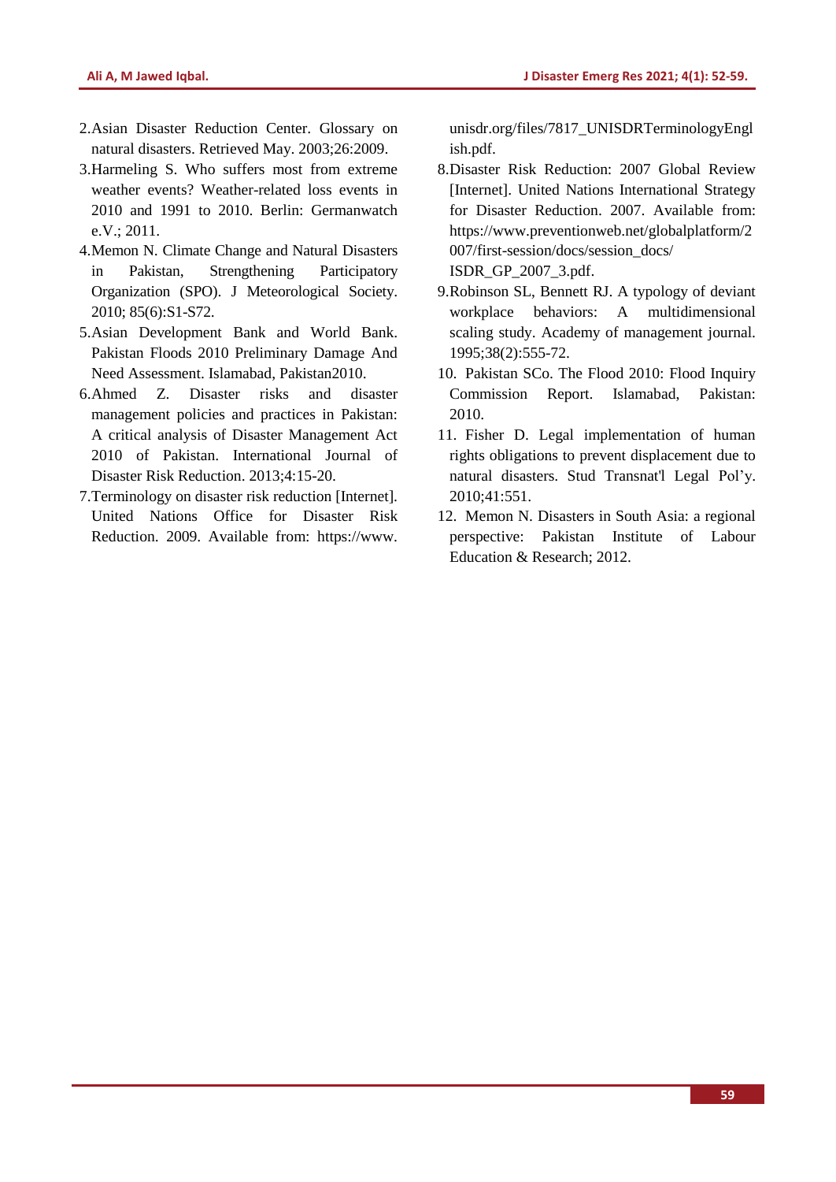2. Asian Disaster Reduction Center. Glossary on natural disasters. Retrieved May. 2003;26:2009.
3. Harmeling S. Who suffers most from extreme weather events? Weather-related loss events in 2010 and 1991 to 2010. Berlin: Germanwatch e.V.; 2011.
4. Memon N. Climate Change and Natural Disasters in Pakistan, Strengthening Participatory Organization (SPO). J Meteorological Society. 2010; 85(6):S1-S72.
5. Asian Development Bank and World Bank. Pakistan Floods 2010 Preliminary Damage And Need Assessment. Islamabad, Pakistan2010.
6. Ahmed Z. Disaster risks and disaster management policies and practices in Pakistan: A critical analysis of Disaster Management Act 2010 of Pakistan. International Journal of Disaster Risk Reduction. 2013;4:15-20.
7. Terminology on disaster risk reduction [Internet]. United Nations Office for Disaster Risk Reduction. 2009. Available from: https://www.unisdr.org/files/7817_UNISDRTerminologyEnglish.pdf.
8. Disaster Risk Reduction: 2007 Global Review [Internet]. United Nations International Strategy for Disaster Reduction. 2007. Available from: https://www.preventionweb.net/globalplatform/2007/first-session/docs/session_docs/ISDR_GP_2007_3.pdf.
9. Robinson SL, Bennett RJ. A typology of deviant workplace behaviors: A multidimensional scaling study. Academy of management journal. 1995;38(2):555-72.
10. Pakistan SCo. The Flood 2010: Flood Inquiry Commission Report. Islamabad, Pakistan: 2010.
11. Fisher D. Legal implementation of human rights obligations to prevent displacement due to natural disasters. Stud Transnat'l Legal Pol'y. 2010;41:551.
12. Memon N. Disasters in South Asia: a regional perspective: Pakistan Institute of Labour Education & Research; 2012.